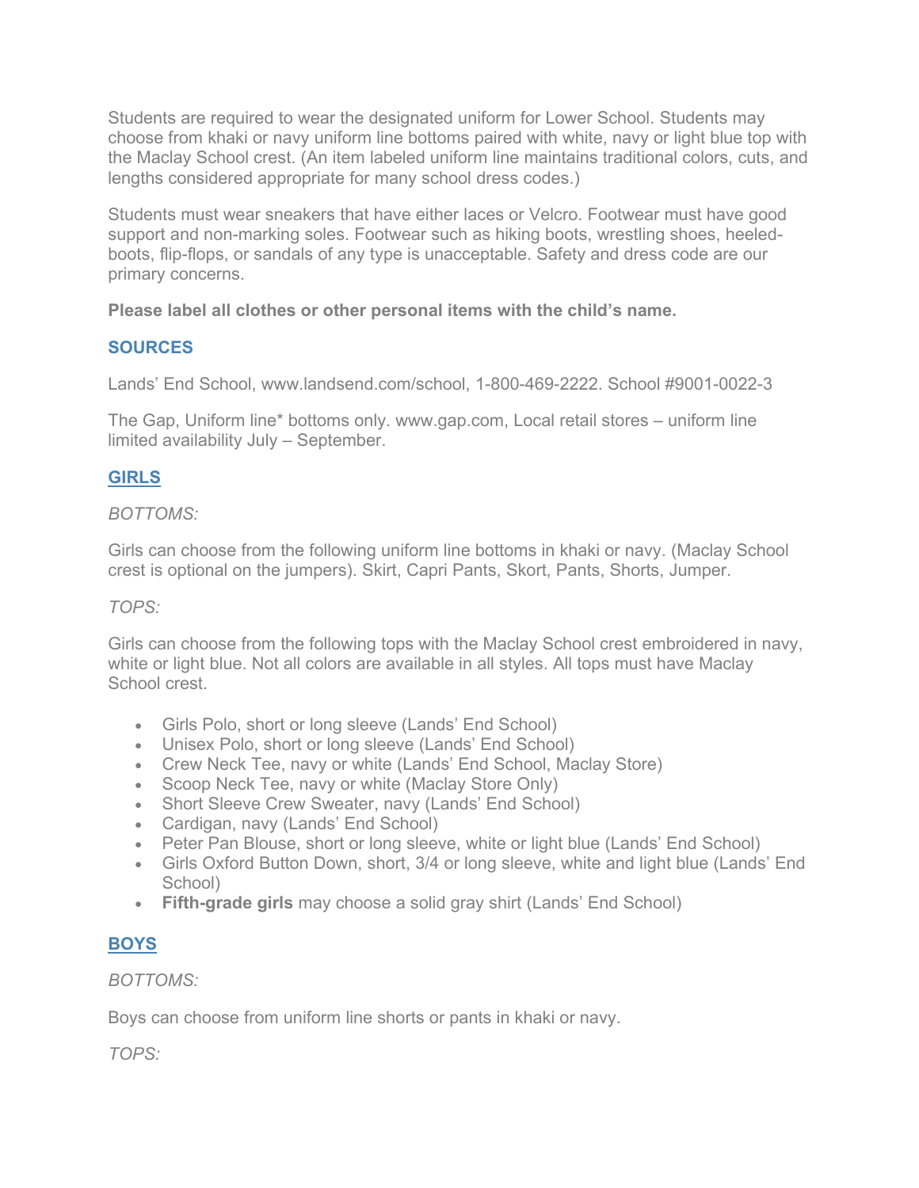Students are required to wear the designated uniform for Lower School. Students may choose from khaki or navy uniform line bottoms paired with white, navy or light blue top with the Maclay School crest. (An item labeled uniform line maintains traditional colors, cuts, and lengths considered appropriate for many school dress codes.)

Students must wear sneakers that have either laces or Velcro. Footwear must have good support and non-marking soles. Footwear such as hiking boots, wrestling shoes, heeled-boots, flip-flops, or sandals of any type is unacceptable. Safety and dress code are our primary concerns.

**Please label all clothes or other personal items with the child's name.**

## SOURCES

Lands' End School, www.landsend.com/school, 1-800-469-2222. School #9001-0022-3

The Gap, Uniform line* bottoms only. www.gap.com, Local retail stores – uniform line limited availability July – September.

## GIRLS

*BOTTOMS:*

Girls can choose from the following uniform line bottoms in khaki or navy. (Maclay School crest is optional on the jumpers). Skirt, Capri Pants, Skort, Pants, Shorts, Jumper.

*TOPS:*

Girls can choose from the following tops with the Maclay School crest embroidered in navy, white or light blue. Not all colors are available in all styles. All tops must have Maclay School crest.

- Girls Polo, short or long sleeve (Lands' End School)
- Unisex Polo, short or long sleeve (Lands' End School)
- Crew Neck Tee, navy or white (Lands' End School, Maclay Store)
- Scoop Neck Tee, navy or white (Maclay Store Only)
- Short Sleeve Crew Sweater, navy (Lands' End School)
- Cardigan, navy (Lands' End School)
- Peter Pan Blouse, short or long sleeve, white or light blue (Lands' End School)
- Girls Oxford Button Down, short, 3/4 or long sleeve, white and light blue (Lands' End School)
- **Fifth-grade girls** may choose a solid gray shirt (Lands' End School)

## BOYS

*BOTTOMS:*

Boys can choose from uniform line shorts or pants in khaki or navy.

*TOPS:*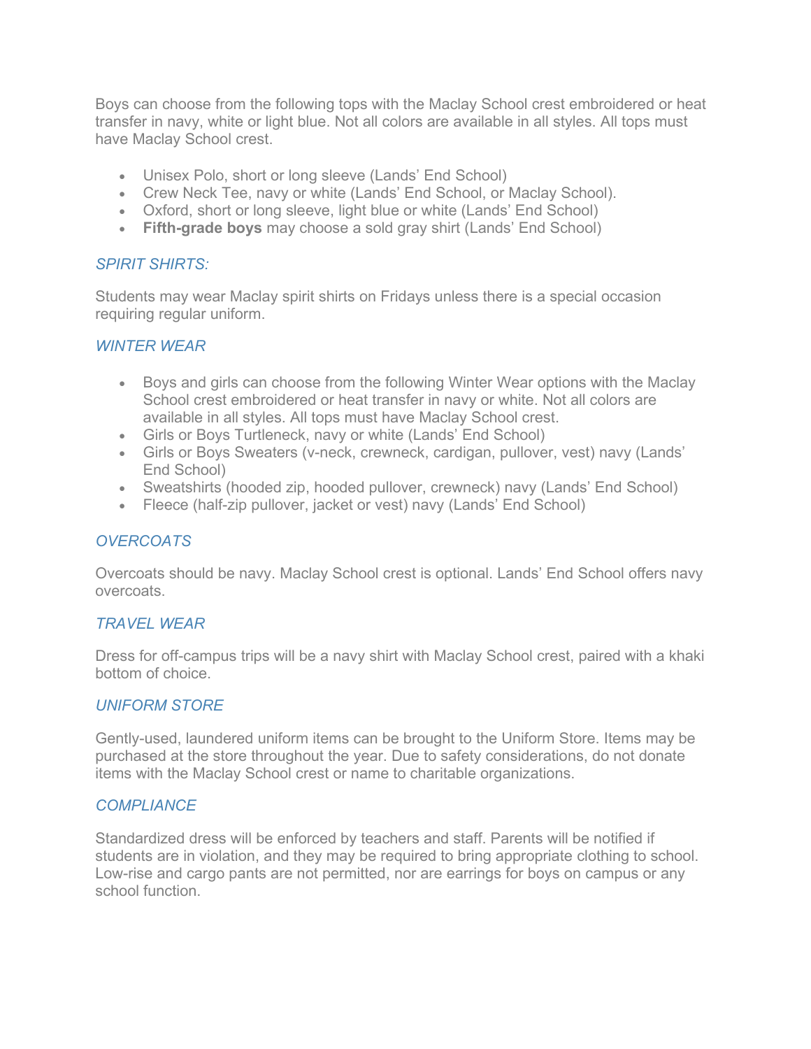Boys can choose from the following tops with the Maclay School crest embroidered or heat transfer in navy, white or light blue. Not all colors are available in all styles. All tops must have Maclay School crest.

- Unisex Polo, short or long sleeve (Lands' End School)
- Crew Neck Tee, navy or white (Lands' End School, or Maclay School).
- Oxford, short or long sleeve, light blue or white (Lands' End School)
- **Fifth-grade boys** may choose a sold gray shirt (Lands' End School)

## *SPIRIT SHIRTS:*

Students may wear Maclay spirit shirts on Fridays unless there is a special occasion requiring regular uniform.

## *WINTER WEAR*

- Boys and girls can choose from the following Winter Wear options with the Maclay School crest embroidered or heat transfer in navy or white. Not all colors are available in all styles. All tops must have Maclay School crest.
- Girls or Boys Turtleneck, navy or white (Lands' End School)
- Girls or Boys Sweaters (v-neck, crewneck, cardigan, pullover, vest) navy (Lands' End School)
- Sweatshirts (hooded zip, hooded pullover, crewneck) navy (Lands' End School)
- Fleece (half-zip pullover, jacket or vest) navy (Lands' End School)

## *OVERCOATS*

Overcoats should be navy. Maclay School crest is optional. Lands' End School offers navy overcoats.

## *TRAVEL WEAR*

Dress for off-campus trips will be a navy shirt with Maclay School crest, paired with a khaki bottom of choice.

## *UNIFORM STORE*

Gently-used, laundered uniform items can be brought to the Uniform Store. Items may be purchased at the store throughout the year. Due to safety considerations, do not donate items with the Maclay School crest or name to charitable organizations.

## *COMPLIANCE*

Standardized dress will be enforced by teachers and staff. Parents will be notified if students are in violation, and they may be required to bring appropriate clothing to school. Low-rise and cargo pants are not permitted, nor are earrings for boys on campus or any school function.